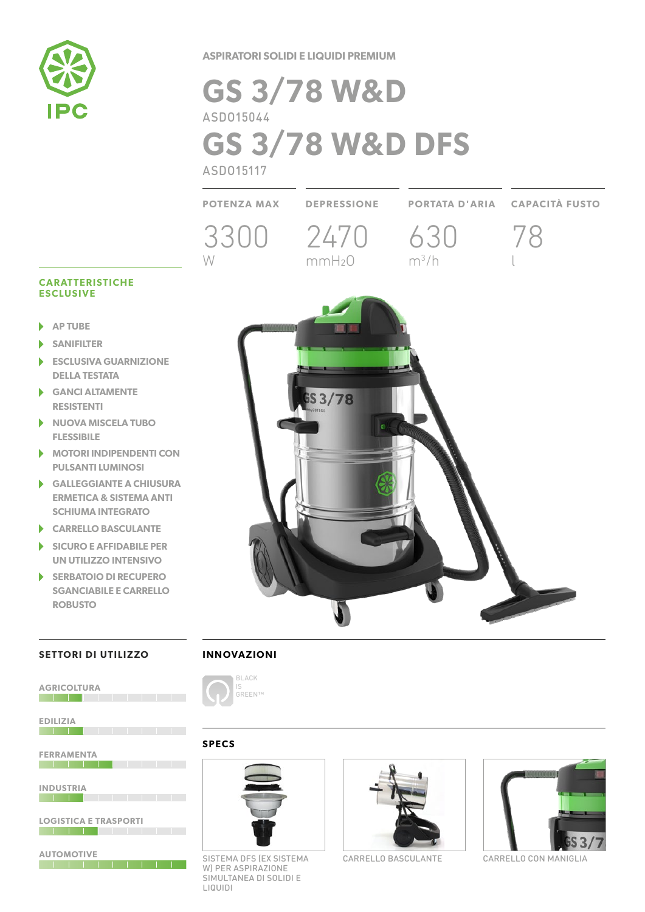IPC

ASPIRATORI SOLIDI E LIQUIDI PREMIUM

# GS 3/78 W&D

ASD015044

# GS 3/78 W&D DFS

ASD015117

| POTENZA MAX | DEPRESSIONE | PORTATA D'ARIA | CAPACITÀ FUSTO |
|---|---|---|---|
| 3300 W | 2470 $mmH_2O$ | 630 $m^3/h$ | 78 l |

## CARATTERISTICHE ESCLUSIVE

- AP TUBE
- SANIFILTER
- ESCLUSIVA GUARNIZIONE DELLA TESTATA
- GANCI ALTAMENTE RESISTENTI
- NUOVA MISCELA TUBO FLESSIBILE
- MOTORI INDIPENDENTI CON PULSANTI LUMINOSI
- GALLEGGIANTE A CHIUSURA ERMETICA & SISTEMA ANTI SCHIUMA INTEGRATO
- CARRELLO BASCULANTE
- SICURO E AFFIDABILE PER UN UTILIZZO INTENSIVO
- SERBATOIO DI RECUPERO SGANCIABILE E CARRELLO ROBUSTO

## SETTORI DI UTILIZZO

- AGRICOLTURA
- EDILIZIA
- FERRAMENTA
- INDUSTRIA
- LOGISTICA E TRASPORTI
- AUTOMOTIVE

## INNOVAZIONI

BLACK IS GREEN™

## SPECS

SISTEMA DFS (EX SISTEMA W) PER ASPIRAZIONE SIMULTANEA DI SOLIDI E LIQUIDI

CARRELLO BASCULANTE

CARRELLO CON MANIGLIA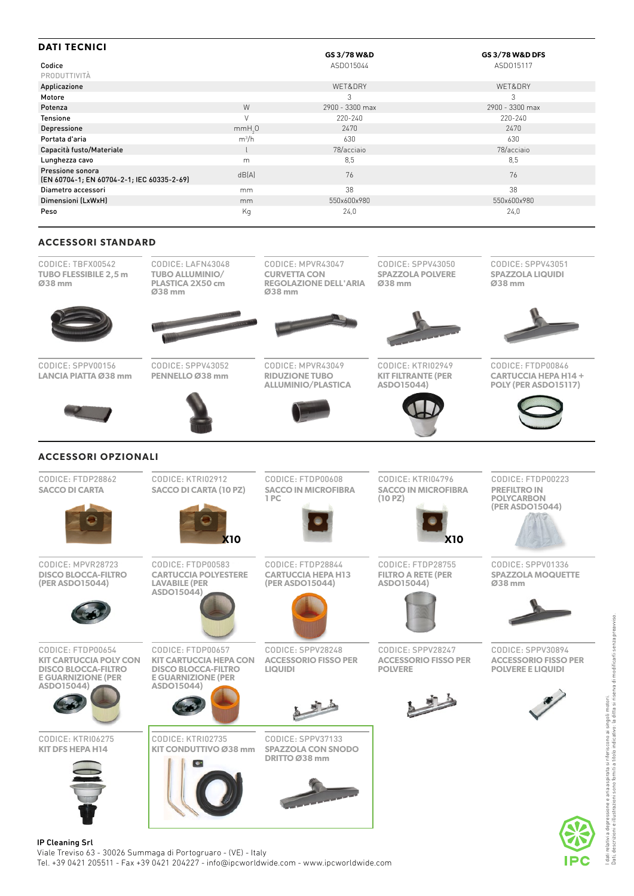## DATI TECNICI

| | | GS 3/78 W&D | GS 3/78 W&D DFS |
|---|---|---|---|
| Codice | | ASDO15044 | ASDO15117 |
| PRODUTTIVITÀ | | | |
| Applicazione | | WET&DRY | WET&DRY |
| Motore | | 3 | 3 |
| Potenza | W | 2900 - 3300 max | 2900 - 3300 max |
| Tensione | V | 220-240 | 220-240 |
| Depressione | $mmH_2O$ | 2470 | 2470 |
| Portata d'aria | $m^3/h$ | 630 | 630 |
| Capacità fusto/Materiale | l | 78/acciaio | 78/acciaio |
| Lunghezza cavo | m | 8,5 | 8,5 |
| Pressione sonora (EN 60704-1; EN 60704-2-1; IEC 60335-2-69) | dB(A) | 76 | 76 |
| Diametro accessori | mm | 38 | 38 |
| Dimensioni (LxWxH) | mm | 550x600x980 | 550x600x980 |
| Peso | Kg | 24,0 | 24,0 |

## ACCESSORI STANDARD

- CODICE: TBFX00542 — **TUBO FLESSIBILE 2,5 m Ø38 mm**
- CODICE: LAFN43048 — **TUBO ALLUMINIO/ PLASTICA 2X50 cm Ø38 mm**
- CODICE: MPVR43047 — **CURVETTA CON REGOLAZIONE DELL'ARIA Ø38 mm**
- CODICE: SPPV43050 — **SPAZZOLA POLVERE Ø38 mm**
- CODICE: SPPV43051 — **SPAZZOLA LIQUIDI Ø38 mm**
- CODICE: SPPV00156 — **LANCIA PIATTA Ø38 mm**
- CODICE: SPPV43052 — **PENNELLO Ø38 mm**
- CODICE: MPVR43049 — **RIDUZIONE TUBO ALLUMINIO/PLASTICA**
- CODICE: KTRI02949 — **KIT FILTRANTE (PER ASDO15044)**
- CODICE: FTDP00846 — **CARTUCCIA HEPA H14 + POLY (PER ASDO15117)**

## ACCESSORI OPZIONALI

- CODICE: FTDP28862 — **SACCO DI CARTA**
- CODICE: KTRI02912 — **SACCO DI CARTA (10 PZ)**
- CODICE: FTDP00608 — **SACCO IN MICROFIBRA 1 PC**
- CODICE: KTRI04796 — **SACCO IN MICROFIBRA (10 PZ)**
- CODICE: FTDP00223 — **PREFILTRO IN POLYCARBON (PER ASDO15044)**
- CODICE: MPVR28723 — **DISCO BLOCCA-FILTRO (PER ASDO15044)**
- CODICE: FTDP00583 — **CARTUCCIA POLYESTERE LAVABILE (PER ASDO15044)**
- CODICE: FTDP28844 — **CARTUCCIA HEPA H13 (PER ASDO15044)**
- CODICE: FTDP28755 — **FILTRO A RETE (PER ASDO15044)**
- CODICE: SPPV01336 — **SPAZZOLA MOQUETTE Ø38 mm**
- CODICE: FTDP00654 — **KIT CARTUCCIA POLY CON DISCO BLOCCA-FILTRO E GUARNIZIONE (PER ASDO15044)**
- CODICE: FTDP00657 — **KIT CARTUCCIA HEPA CON DISCO BLOCCA-FILTRO E GUARNIZIONE (PER ASDO15044)**
- CODICE: SPPV28248 — **ACCESSORIO FISSO PER LIQUIDI**
- CODICE: SPPV28247 — **ACCESSORIO FISSO PER POLVERE**
- CODICE: SPPV30894 — **ACCESSORIO FISSO PER POLVERE E LIQUIDI**
- CODICE: KTRI06275 — **KIT DFS HEPA H14**
- CODICE: KTRI02735 — **KIT CONDUTTIVO Ø38 mm**
- CODICE: SPPV37133 — **SPAZZOLA CON SNODO DRITTO Ø38 mm**

I dati relativi a depressione e aria aspirata si riferiscono ai singoli motori.
Dati, descrizioni e illustrazioni sono forniti a titolo indicativo: la ditta si riserva di modificarli senza preavviso.

**IP Cleaning Srl**
Viale Treviso 63 - 30026 Summaga di Portogruaro - (VE) - Italy
Tel. +39 0421 205511 - Fax +39 0421 204227 - info@ipcworldwide.com - www.ipcworldwide.com

IPC